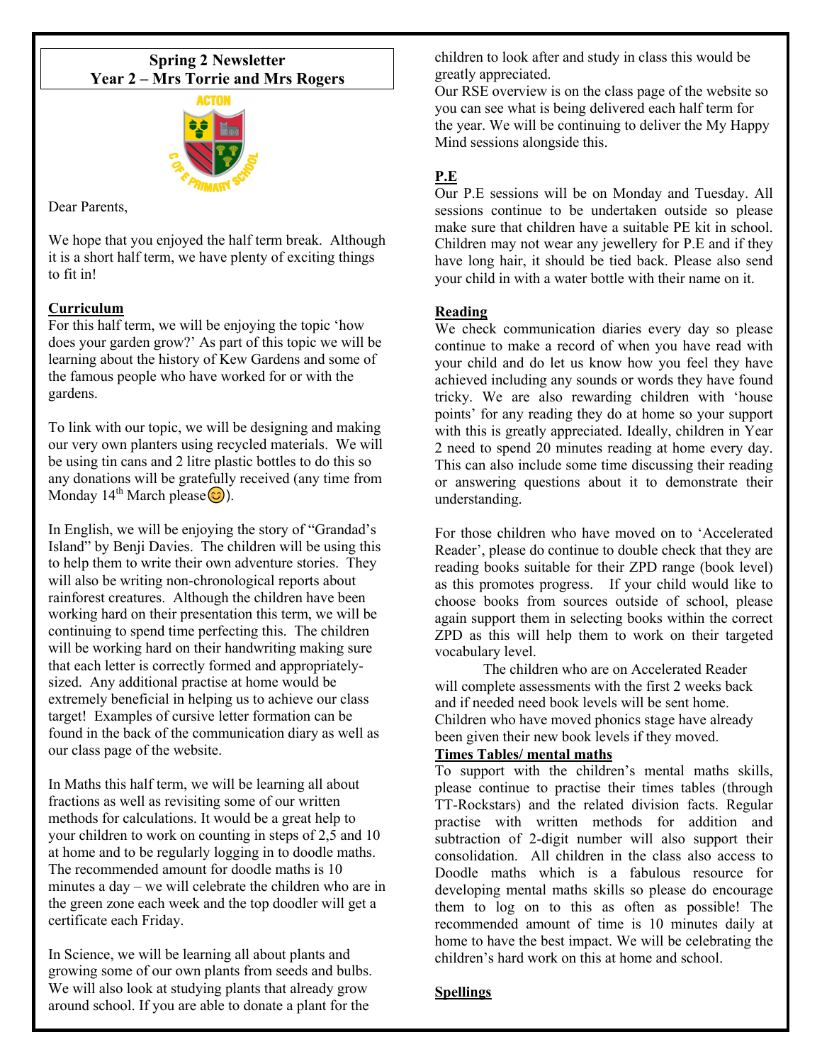# Spring 2 Newsletter
## Year 2 – Mrs Torrie and Mrs Rogers

Dear Parents,

We hope that you enjoyed the half term break. Although it is a short half term, we have plenty of exciting things to fit in!

**Curriculum**

For this half term, we will be enjoying the topic 'how does your garden grow?' As part of this topic we will be learning about the history of Kew Gardens and some of the famous people who have worked for or with the gardens.

To link with our topic, we will be designing and making our very own planters using recycled materials. We will be using tin cans and 2 litre plastic bottles to do this so any donations will be gratefully received (any time from Monday 14th March please😊).

In English, we will be enjoying the story of "Grandad's Island" by Benji Davies. The children will be using this to help them to write their own adventure stories. They will also be writing non-chronological reports about rainforest creatures. Although the children have been working hard on their presentation this term, we will be continuing to spend time perfecting this. The children will be working hard on their handwriting making sure that each letter is correctly formed and appropriately-sized. Any additional practise at home would be extremely beneficial in helping us to achieve our class target! Examples of cursive letter formation can be found in the back of the communication diary as well as our class page of the website.

In Maths this half term, we will be learning all about fractions as well as revisiting some of our written methods for calculations. It would be a great help to your children to work on counting in steps of 2,5 and 10 at home and to be regularly logging in to doodle maths. The recommended amount for doodle maths is 10 minutes a day – we will celebrate the children who are in the green zone each week and the top doodler will get a certificate each Friday.

In Science, we will be learning all about plants and growing some of our own plants from seeds and bulbs. We will also look at studying plants that already grow around school. If you are able to donate a plant for the children to look after and study in class this would be greatly appreciated.

Our RSE overview is on the class page of the website so you can see what is being delivered each half term for the year. We will be continuing to deliver the My Happy Mind sessions alongside this.

**P.E**

Our P.E sessions will be on Monday and Tuesday. All sessions continue to be undertaken outside so please make sure that children have a suitable PE kit in school. Children may not wear any jewellery for P.E and if they have long hair, it should be tied back. Please also send your child in with a water bottle with their name on it.

**Reading**

We check communication diaries every day so please continue to make a record of when you have read with your child and do let us know how you feel they have achieved including any sounds or words they have found tricky. We are also rewarding children with 'house points' for any reading they do at home so your support with this is greatly appreciated. Ideally, children in Year 2 need to spend 20 minutes reading at home every day. This can also include some time discussing their reading or answering questions about it to demonstrate their understanding.

For those children who have moved on to 'Accelerated Reader', please do continue to double check that they are reading books suitable for their ZPD range (book level) as this promotes progress. If your child would like to choose books from sources outside of school, please again support them in selecting books within the correct ZPD as this will help them to work on their targeted vocabulary level.

The children who are on Accelerated Reader will complete assessments with the first 2 weeks back and if needed need book levels will be sent home. Children who have moved phonics stage have already been given their new book levels if they moved.

**Times Tables/ mental maths**

To support with the children's mental maths skills, please continue to practise their times tables (through TT-Rockstars) and the related division facts. Regular practise with written methods for addition and subtraction of 2-digit number will also support their consolidation. All children in the class also access to Doodle maths which is a fabulous resource for developing mental maths skills so please do encourage them to log on to this as often as possible! The recommended amount of time is 10 minutes daily at home to have the best impact. We will be celebrating the children's hard work on this at home and school.

**Spellings**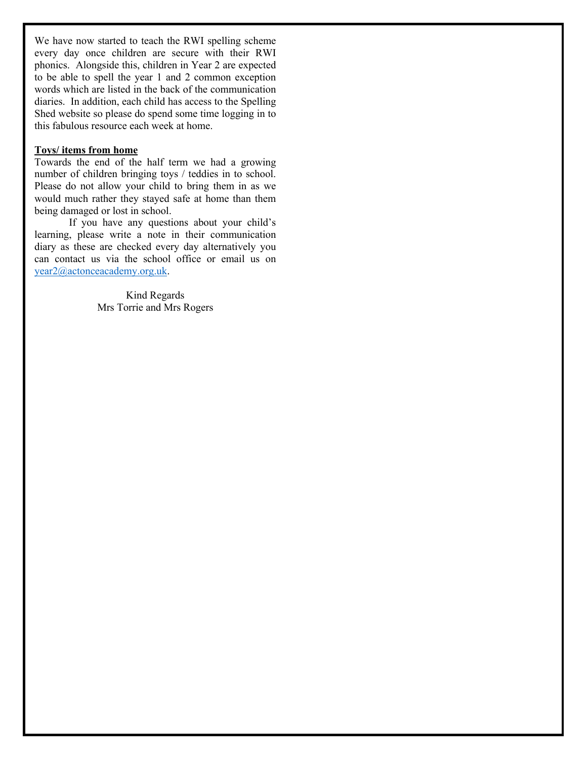We have now started to teach the RWI spelling scheme every day once children are secure with their RWI phonics. Alongside this, children in Year 2 are expected to be able to spell the year 1 and 2 common exception words which are listed in the back of the communication diaries. In addition, each child has access to the Spelling Shed website so please do spend some time logging in to this fabulous resource each week at home.

**Toys/ items from home**

Towards the end of the half term we had a growing number of children bringing toys / teddies in to school. Please do not allow your child to bring them in as we would much rather they stayed safe at home than them being damaged or lost in school.

If you have any questions about your child's learning, please write a note in their communication diary as these are checked every day alternatively you can contact us via the school office or email us on year2@actonceacademy.org.uk.

Kind Regards
Mrs Torrie and Mrs Rogers